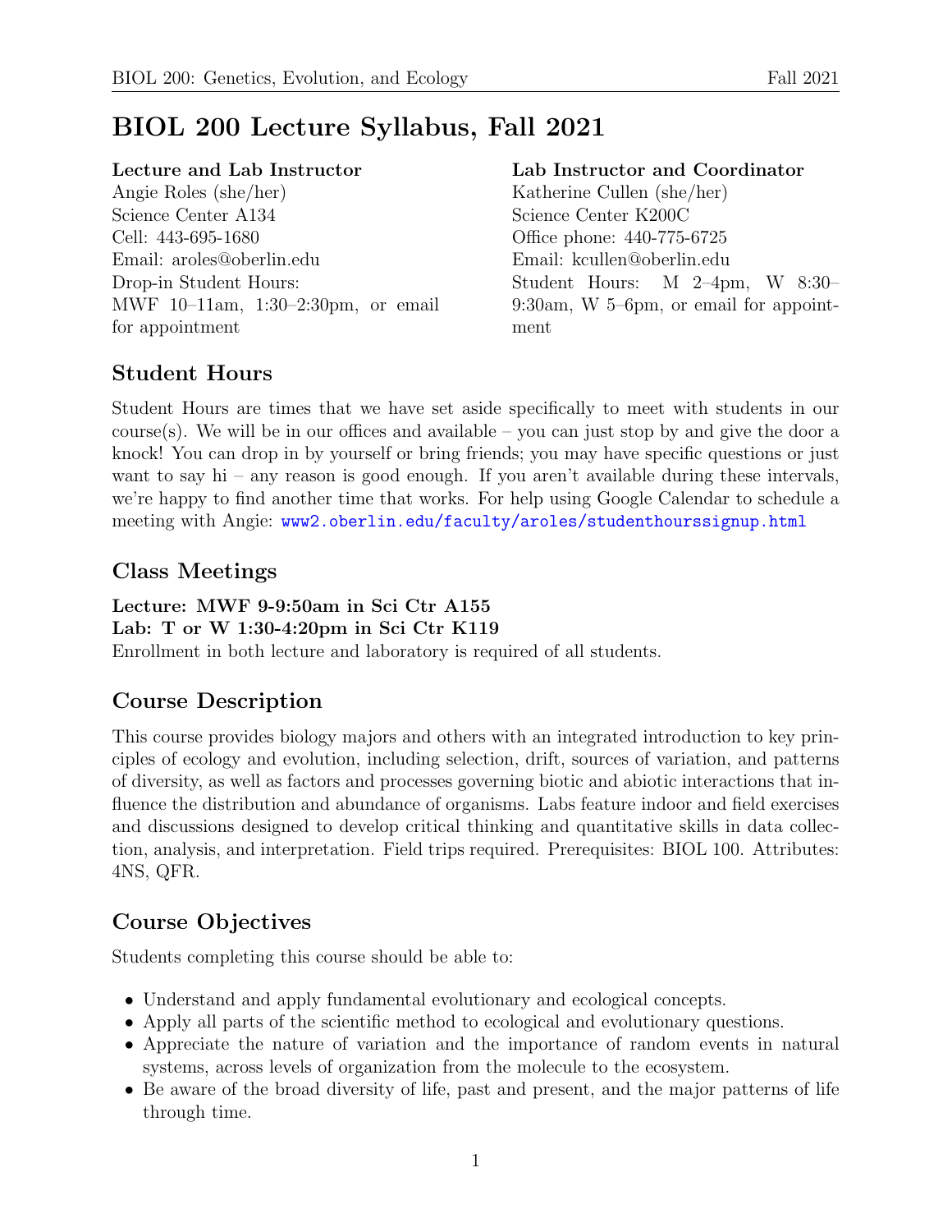# BIOL 200 Lecture Syllabus, Fall 2021

**Lecture and Lab Instructor**
Angie Roles (she/her)
Science Center A134
Cell: 443-695-1680
Email: aroles@oberlin.edu
Drop-in Student Hours:
MWF 10–11am, 1:30–2:30pm, or email for appointment

**Lab Instructor and Coordinator**
Katherine Cullen (she/her)
Science Center K200C
Office phone: 440-775-6725
Email: kcullen@oberlin.edu
Student Hours: M 2–4pm, W 8:30–9:30am, W 5–6pm, or email for appointment

## Student Hours

Student Hours are times that we have set aside specifically to meet with students in our course(s). We will be in our offices and available – you can just stop by and give the door a knock! You can drop in by yourself or bring friends; you may have specific questions or just want to say hi – any reason is good enough. If you aren't available during these intervals, we're happy to find another time that works. For help using Google Calendar to schedule a meeting with Angie: www2.oberlin.edu/faculty/aroles/studenthourssignup.html

## Class Meetings

**Lecture: MWF 9-9:50am in Sci Ctr A155**
**Lab: T or W 1:30-4:20pm in Sci Ctr K119**
Enrollment in both lecture and laboratory is required of all students.

## Course Description

This course provides biology majors and others with an integrated introduction to key principles of ecology and evolution, including selection, drift, sources of variation, and patterns of diversity, as well as factors and processes governing biotic and abiotic interactions that influence the distribution and abundance of organisms. Labs feature indoor and field exercises and discussions designed to develop critical thinking and quantitative skills in data collection, analysis, and interpretation. Field trips required. Prerequisites: BIOL 100. Attributes: 4NS, QFR.

## Course Objectives

Students completing this course should be able to:

- Understand and apply fundamental evolutionary and ecological concepts.
- Apply all parts of the scientific method to ecological and evolutionary questions.
- Appreciate the nature of variation and the importance of random events in natural systems, across levels of organization from the molecule to the ecosystem.
- Be aware of the broad diversity of life, past and present, and the major patterns of life through time.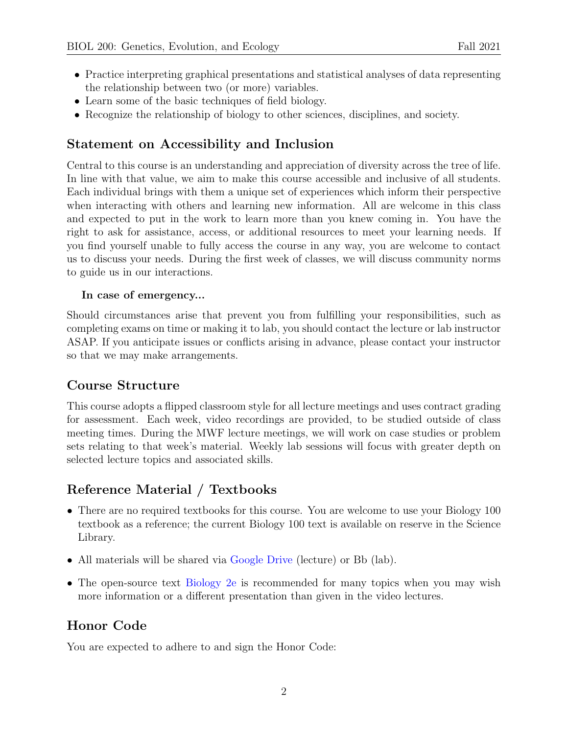- Practice interpreting graphical presentations and statistical analyses of data representing the relationship between two (or more) variables.
- Learn some of the basic techniques of field biology.
- Recognize the relationship of biology to other sciences, disciplines, and society.

## Statement on Accessibility and Inclusion

Central to this course is an understanding and appreciation of diversity across the tree of life. In line with that value, we aim to make this course accessible and inclusive of all students. Each individual brings with them a unique set of experiences which inform their perspective when interacting with others and learning new information. All are welcome in this class and expected to put in the work to learn more than you knew coming in. You have the right to ask for assistance, access, or additional resources to meet your learning needs. If you find yourself unable to fully access the course in any way, you are welcome to contact us to discuss your needs. During the first week of classes, we will discuss community norms to guide us in our interactions.

### In case of emergency...

Should circumstances arise that prevent you from fulfilling your responsibilities, such as completing exams on time or making it to lab, you should contact the lecture or lab instructor ASAP. If you anticipate issues or conflicts arising in advance, please contact your instructor so that we may make arrangements.

## Course Structure

This course adopts a flipped classroom style for all lecture meetings and uses contract grading for assessment. Each week, video recordings are provided, to be studied outside of class meeting times. During the MWF lecture meetings, we will work on case studies or problem sets relating to that week's material. Weekly lab sessions will focus with greater depth on selected lecture topics and associated skills.

## Reference Material / Textbooks

- There are no required textbooks for this course. You are welcome to use your Biology 100 textbook as a reference; the current Biology 100 text is available on reserve in the Science Library.
- All materials will be shared via Google Drive (lecture) or Bb (lab).
- The open-source text Biology 2e is recommended for many topics when you may wish more information or a different presentation than given in the video lectures.

## Honor Code

You are expected to adhere to and sign the Honor Code: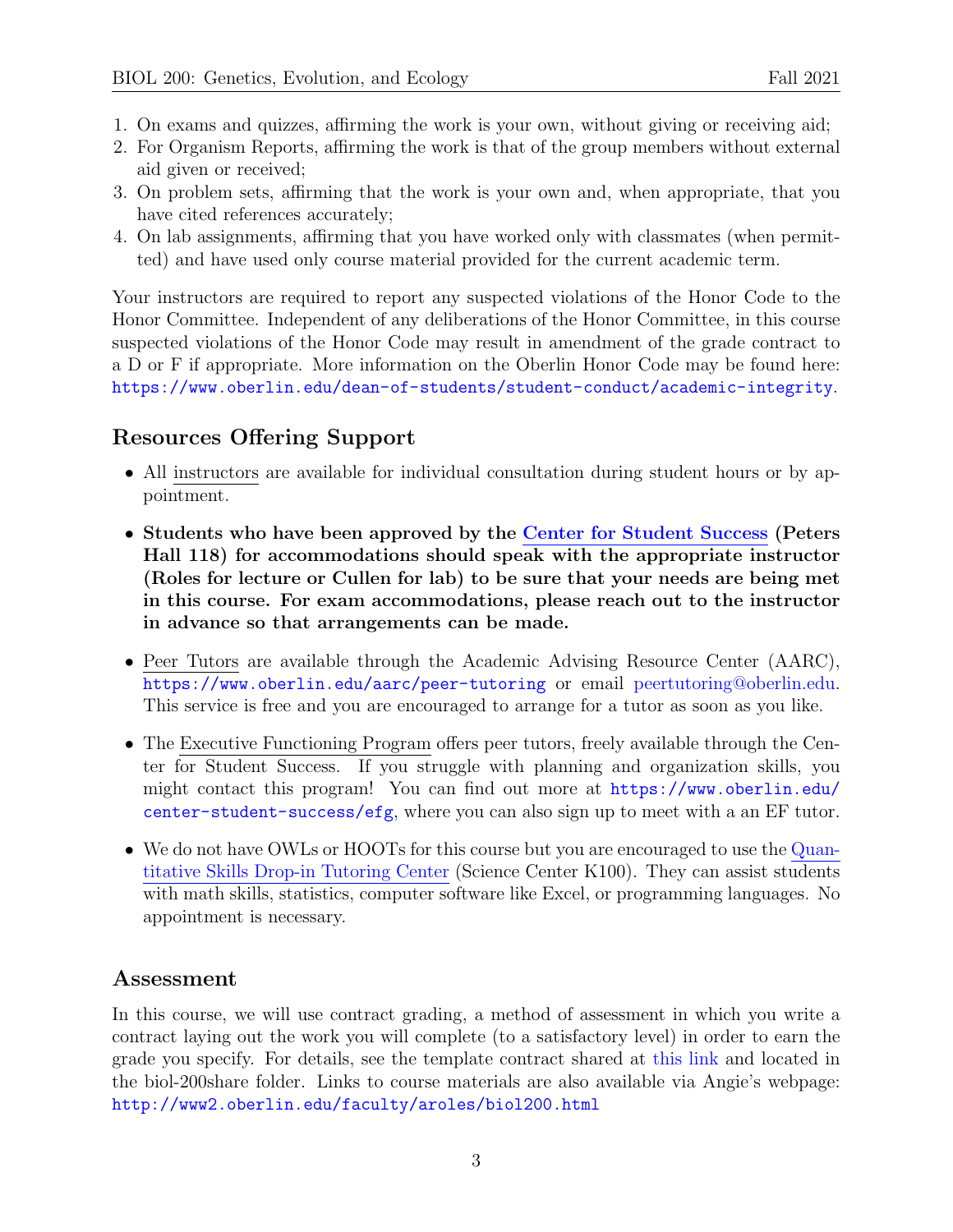1. On exams and quizzes, affirming the work is your own, without giving or receiving aid;
2. For Organism Reports, affirming the work is that of the group members without external aid given or received;
3. On problem sets, affirming that the work is your own and, when appropriate, that you have cited references accurately;
4. On lab assignments, affirming that you have worked only with classmates (when permitted) and have used only course material provided for the current academic term.

Your instructors are required to report any suspected violations of the Honor Code to the Honor Committee. Independent of any deliberations of the Honor Committee, in this course suspected violations of the Honor Code may result in amendment of the grade contract to a D or F if appropriate. More information on the Oberlin Honor Code may be found here: https://www.oberlin.edu/dean-of-students/student-conduct/academic-integrity.

## Resources Offering Support

- All instructors are available for individual consultation during student hours or by appointment.
- **Students who have been approved by the Center for Student Success (Peters Hall 118) for accommodations should speak with the appropriate instructor (Roles for lecture or Cullen for lab) to be sure that your needs are being met in this course. For exam accommodations, please reach out to the instructor in advance so that arrangements can be made.**
- Peer Tutors are available through the Academic Advising Resource Center (AARC), https://www.oberlin.edu/aarc/peer-tutoring or email peertutoring@oberlin.edu. This service is free and you are encouraged to arrange for a tutor as soon as you like.
- The Executive Functioning Program offers peer tutors, freely available through the Center for Student Success. If you struggle with planning and organization skills, you might contact this program! You can find out more at https://www.oberlin.edu/center-student-success/efg, where you can also sign up to meet with a an EF tutor.
- We do not have OWLs or HOOTs for this course but you are encouraged to use the Quantitative Skills Drop-in Tutoring Center (Science Center K100). They can assist students with math skills, statistics, computer software like Excel, or programming languages. No appointment is necessary.

## Assessment

In this course, we will use contract grading, a method of assessment in which you write a contract laying out the work you will complete (to a satisfactory level) in order to earn the grade you specify. For details, see the template contract shared at this link and located in the biol-200share folder. Links to course materials are also available via Angie's webpage: http://www2.oberlin.edu/faculty/aroles/biol200.html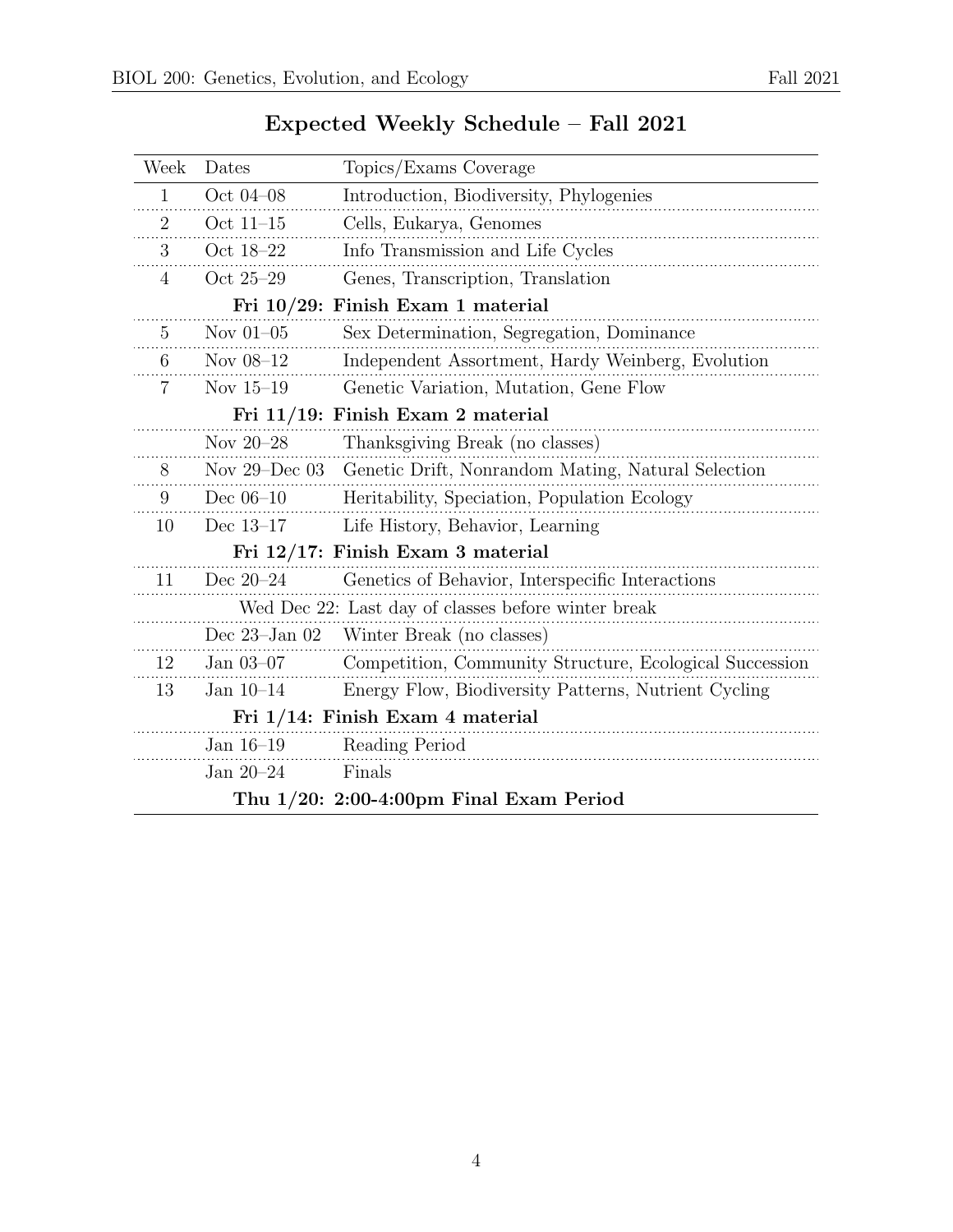## Expected Weekly Schedule – Fall 2021

| Week | Dates | Topics/Exams Coverage |
|---|---|---|
| 1 | Oct 04–08 | Introduction, Biodiversity, Phylogenies |
| 2 | Oct 11–15 | Cells, Eukarya, Genomes |
| 3 | Oct 18–22 | Info Transmission and Life Cycles |
| 4 | Oct 25–29 | Genes, Transcription, Translation |
| | | **Fri 10/29: Finish Exam 1 material** |
| 5 | Nov 01–05 | Sex Determination, Segregation, Dominance |
| 6 | Nov 08–12 | Independent Assortment, Hardy Weinberg, Evolution |
| 7 | Nov 15–19 | Genetic Variation, Mutation, Gene Flow |
| | | **Fri 11/19: Finish Exam 2 material** |
| | Nov 20–28 | Thanksgiving Break (no classes) |
| 8 | Nov 29–Dec 03 | Genetic Drift, Nonrandom Mating, Natural Selection |
| 9 | Dec 06–10 | Heritability, Speciation, Population Ecology |
| 10 | Dec 13–17 | Life History, Behavior, Learning |
| | | **Fri 12/17: Finish Exam 3 material** |
| 11 | Dec 20–24 | Genetics of Behavior, Interspecific Interactions |
| | | Wed Dec 22: Last day of classes before winter break |
| | Dec 23–Jan 02 | Winter Break (no classes) |
| 12 | Jan 03–07 | Competition, Community Structure, Ecological Succession |
| 13 | Jan 10–14 | Energy Flow, Biodiversity Patterns, Nutrient Cycling |
| | | **Fri 1/14: Finish Exam 4 material** |
| | Jan 16–19 | Reading Period |
| | Jan 20–24 | Finals |
| | | **Thu 1/20: 2:00-4:00pm Final Exam Period** |